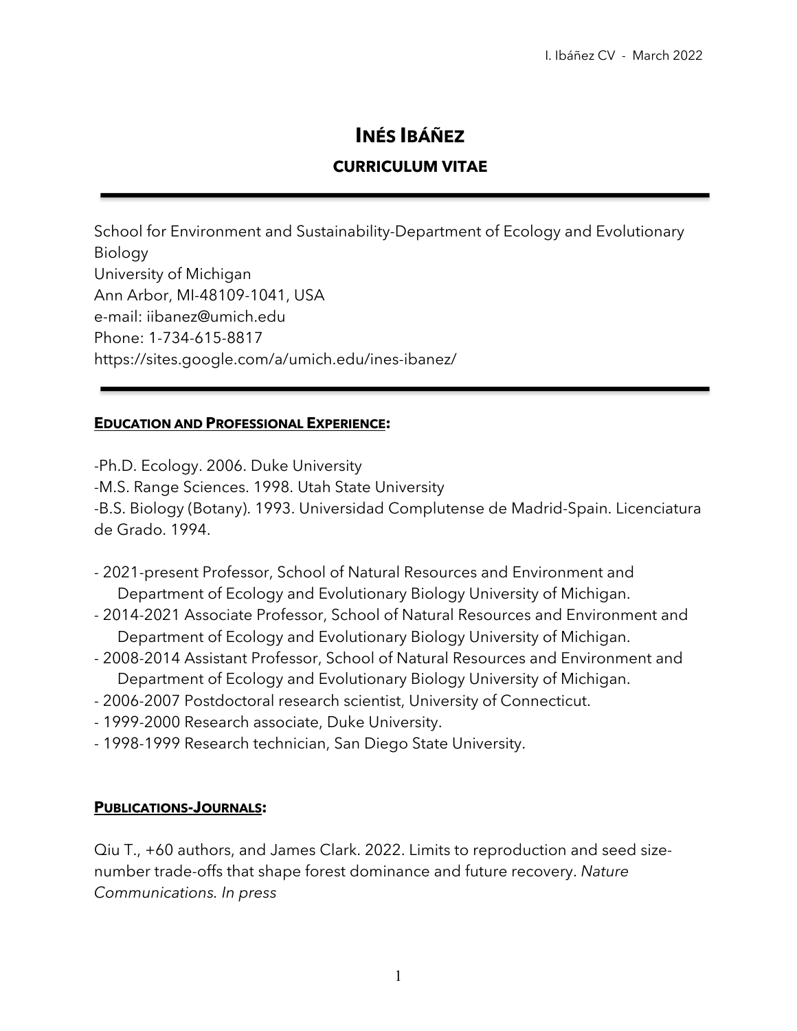# INÉS IBÁÑEZ

## CURRICULUM VITAE

School for Environment and Sustainability-Department of Ecology and Evolutionary Biology
University of Michigan
Ann Arbor, MI-48109-1041, USA
e-mail: iibanez@umich.edu
Phone: 1-734-615-8817
https://sites.google.com/a/umich.edu/ines-ibanez/

## EDUCATION AND PROFESSIONAL EXPERIENCE:

-Ph.D. Ecology. 2006. Duke University
-M.S. Range Sciences. 1998. Utah State University
-B.S. Biology (Botany). 1993. Universidad Complutense de Madrid-Spain. Licenciatura de Grado. 1994.

- 2021-present Professor, School of Natural Resources and Environment and Department of Ecology and Evolutionary Biology University of Michigan.
- 2014-2021 Associate Professor, School of Natural Resources and Environment and Department of Ecology and Evolutionary Biology University of Michigan.
- 2008-2014 Assistant Professor, School of Natural Resources and Environment and Department of Ecology and Evolutionary Biology University of Michigan.
- 2006-2007 Postdoctoral research scientist, University of Connecticut.
- 1999-2000 Research associate, Duke University.
- 1998-1999 Research technician, San Diego State University.

## PUBLICATIONS-JOURNALS:

Qiu T., +60 authors, and James Clark. 2022. Limits to reproduction and seed size-number trade-offs that shape forest dominance and future recovery. *Nature Communications. In press*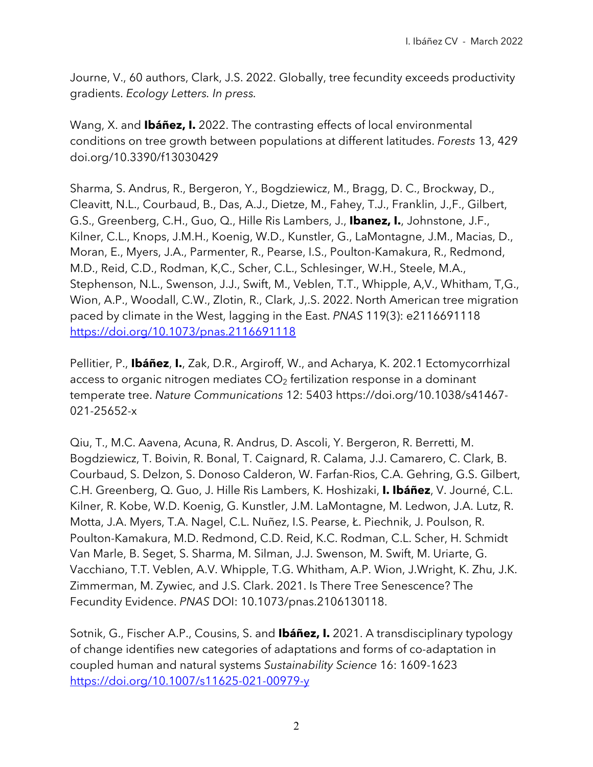Journe, V., 60 authors, Clark, J.S. 2022. Globally, tree fecundity exceeds productivity gradients. *Ecology Letters. In press.*

Wang, X. and **Ibáñez, I.** 2022. The contrasting effects of local environmental conditions on tree growth between populations at different latitudes. *Forests* 13, 429 doi.org/10.3390/f13030429

Sharma, S. Andrus, R., Bergeron, Y., Bogdziewicz, M., Bragg, D. C., Brockway, D., Cleavitt, N.L., Courbaud, B., Das, A.J., Dietze, M., Fahey, T.J., Franklin, J.,F., Gilbert, G.S., Greenberg, C.H., Guo, Q., Hille Ris Lambers, J., **Ibanez, I.**, Johnstone, J.F., Kilner, C.L., Knops, J.M.H., Koenig, W.D., Kunstler, G., LaMontagne, J.M., Macias, D., Moran, E., Myers, J.A., Parmenter, R., Pearse, I.S., Poulton-Kamakura, R., Redmond, M.D., Reid, C.D., Rodman, K,C., Scher, C.L., Schlesinger, W.H., Steele, M.A., Stephenson, N.L., Swenson, J.J., Swift, M., Veblen, T.T., Whipple, A,V., Whitham, T,G., Wion, A.P., Woodall, C.W., Zlotin, R., Clark, J,.S. 2022. North American tree migration paced by climate in the West, lagging in the East. *PNAS* 119(3): e2116691118 https://doi.org/10.1073/pnas.2116691118

Pellitier, P., **Ibáñez**, **I.**, Zak, D.R., Argiroff, W., and Acharya, K. 202.1 Ectomycorrhizal access to organic nitrogen mediates $CO_2$ fertilization response in a dominant temperate tree. *Nature Communications* 12: 5403 https://doi.org/10.1038/s41467-021-25652-x

Qiu, T., M.C. Aavena, Acuna, R. Andrus, D. Ascoli, Y. Bergeron, R. Berretti, M. Bogdziewicz, T. Boivin, R. Bonal, T. Caignard, R. Calama, J.J. Camarero, C. Clark, B. Courbaud, S. Delzon, S. Donoso Calderon, W. Farfan-Rios, C.A. Gehring, G.S. Gilbert, C.H. Greenberg, Q. Guo, J. Hille Ris Lambers, K. Hoshizaki, **I. Ibáñez**, V. Journé, C.L. Kilner, R. Kobe, W.D. Koenig, G. Kunstler, J.M. LaMontagne, M. Ledwon, J.A. Lutz, R. Motta, J.A. Myers, T.A. Nagel, C.L. Nuñez, I.S. Pearse, Ł. Piechnik, J. Poulson, R. Poulton-Kamakura, M.D. Redmond, C.D. Reid, K.C. Rodman, C.L. Scher, H. Schmidt Van Marle, B. Seget, S. Sharma, M. Silman, J.J. Swenson, M. Swift, M. Uriarte, G. Vacchiano, T.T. Veblen, A.V. Whipple, T.G. Whitham, A.P. Wion, J.Wright, K. Zhu, J.K. Zimmerman, M. Zywiec, and J.S. Clark. 2021. Is There Tree Senescence? The Fecundity Evidence. *PNAS* DOI: 10.1073/pnas.2106130118.

Sotnik, G., Fischer A.P., Cousins, S. and **Ibáñez, I.** 2021. A transdisciplinary typology of change identifies new categories of adaptations and forms of co-adaptation in coupled human and natural systems *Sustainability Science* 16: 1609-1623 https://doi.org/10.1007/s11625-021-00979-y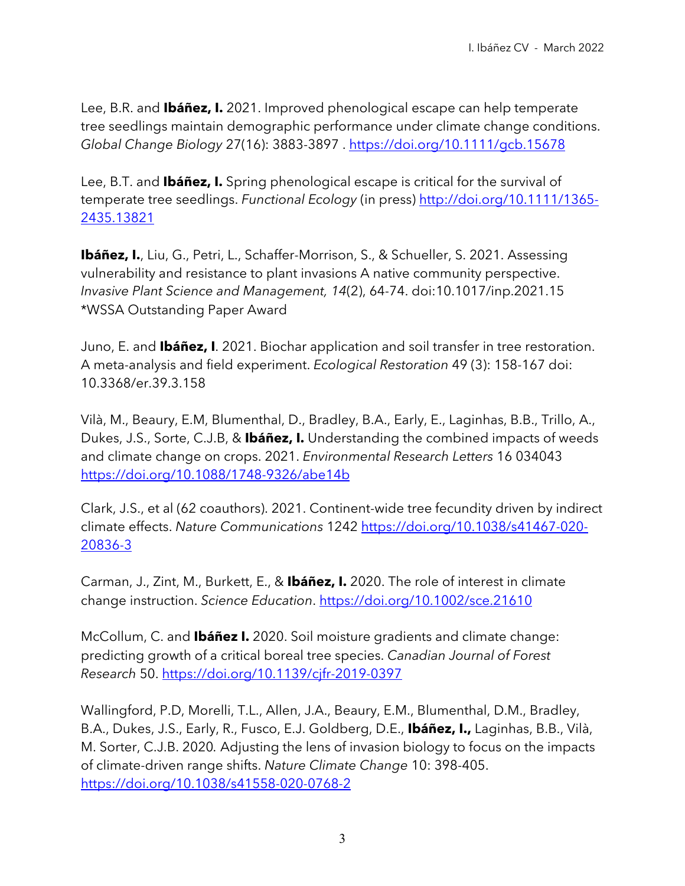Lee, B.R. and **Ibáñez, I.** 2021. Improved phenological escape can help temperate tree seedlings maintain demographic performance under climate change conditions. *Global Change Biology* 27(16): 3883-3897 . https://doi.org/10.1111/gcb.15678

Lee, B.T. and **Ibáñez, I.** Spring phenological escape is critical for the survival of temperate tree seedlings. *Functional Ecology* (in press) http://doi.org/10.1111/1365-2435.13821

**Ibáñez, I.**, Liu, G., Petri, L., Schaffer-Morrison, S., & Schueller, S. 2021. Assessing vulnerability and resistance to plant invasions A native community perspective. *Invasive Plant Science and Management, 14*(2), 64-74. doi:10.1017/inp.2021.15 *WSSA Outstanding Paper Award

Juno, E. and **Ibáñez, I**. 2021. Biochar application and soil transfer in tree restoration. A meta-analysis and field experiment. *Ecological Restoration* 49 (3): 158-167 doi: 10.3368/er.39.3.158

Vilà, M., Beaury, E.M, Blumenthal, D., Bradley, B.A., Early, E., Laginhas, B.B., Trillo, A., Dukes, J.S., Sorte, C.J.B, & **Ibáñez, I.** Understanding the combined impacts of weeds and climate change on crops. 2021. *Environmental Research Letters* 16 034043 https://doi.org/10.1088/1748-9326/abe14b

Clark, J.S., et al (62 coauthors). 2021. Continent-wide tree fecundity driven by indirect climate effects. *Nature Communications* 1242 https://doi.org/10.1038/s41467-020-20836-3

Carman, J., Zint, M., Burkett, E., & **Ibáñez, I.** 2020. The role of interest in climate change instruction. *Science Education*. https://doi.org/10.1002/sce.21610

McCollum, C. and **Ibáñez I.** 2020. Soil moisture gradients and climate change: predicting growth of a critical boreal tree species. *Canadian Journal of Forest Research* 50. https://doi.org/10.1139/cjfr-2019-0397

Wallingford, P.D, Morelli, T.L., Allen, J.A., Beaury, E.M., Blumenthal, D.M., Bradley, B.A., Dukes, J.S., Early, R., Fusco, E.J. Goldberg, D.E., **Ibáñez, I.,** Laginhas, B.B., Vilà, M. Sorter, C.J.B. 2020. Adjusting the lens of invasion biology to focus on the impacts of climate-driven range shifts. *Nature Climate Change* 10: 398-405. https://doi.org/10.1038/s41558-020-0768-2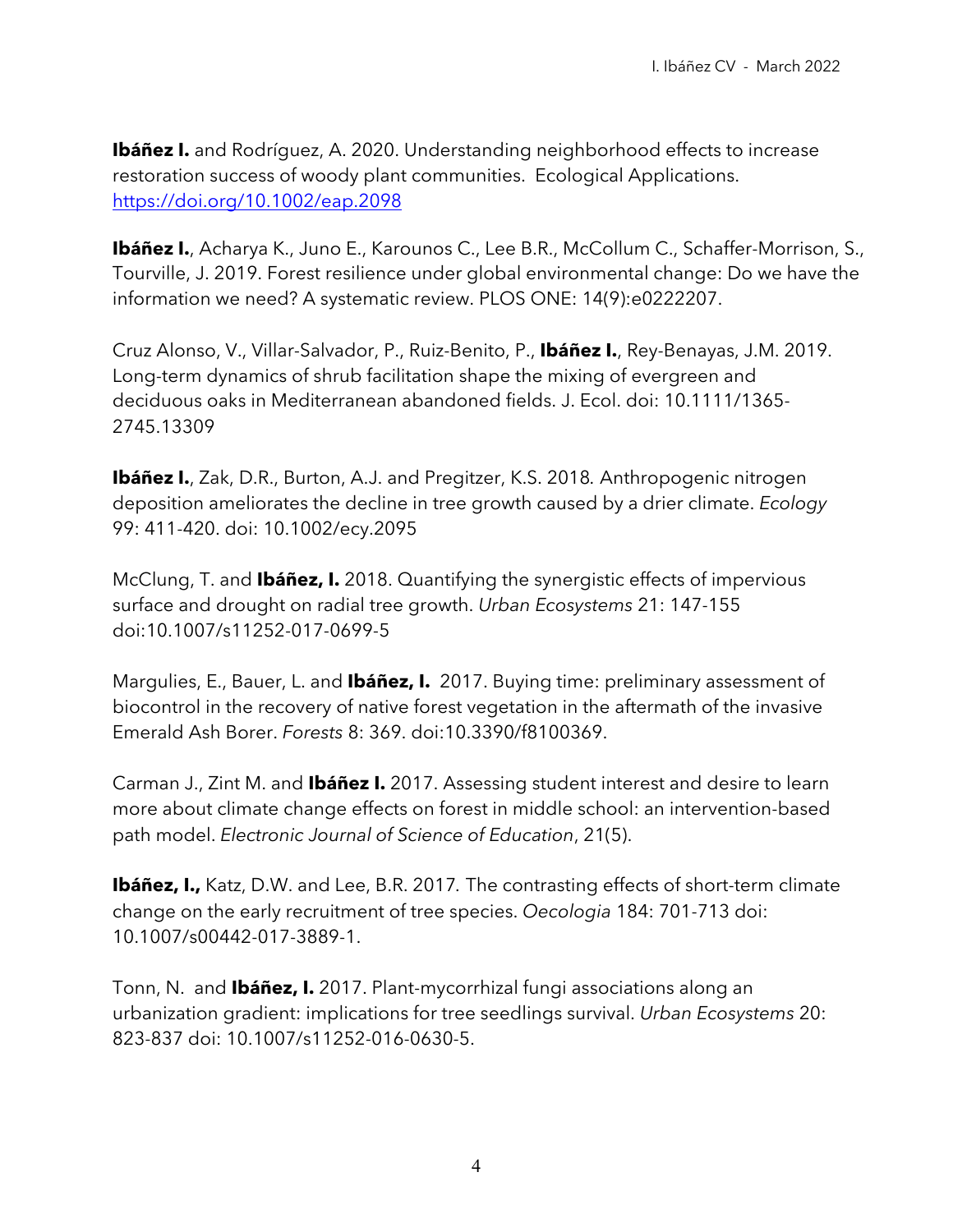**Ibáñez I.** and Rodríguez, A. 2020. Understanding neighborhood effects to increase restoration success of woody plant communities. Ecological Applications. https://doi.org/10.1002/eap.2098

**Ibáñez I.**, Acharya K., Juno E., Karounos C., Lee B.R., McCollum C., Schaffer-Morrison, S., Tourville, J. 2019. Forest resilience under global environmental change: Do we have the information we need? A systematic review. PLOS ONE: 14(9):e0222207.

Cruz Alonso, V., Villar-Salvador, P., Ruiz-Benito, P., **Ibáñez I.**, Rey-Benayas, J.M. 2019. Long-term dynamics of shrub facilitation shape the mixing of evergreen and deciduous oaks in Mediterranean abandoned fields. J. Ecol. doi: 10.1111/1365-2745.13309

**Ibáñez I.**, Zak, D.R., Burton, A.J. and Pregitzer, K.S. 2018. Anthropogenic nitrogen deposition ameliorates the decline in tree growth caused by a drier climate. *Ecology* 99: 411-420. doi: 10.1002/ecy.2095

McClung, T. and **Ibáñez, I.** 2018. Quantifying the synergistic effects of impervious surface and drought on radial tree growth. *Urban Ecosystems* 21: 147-155 doi:10.1007/s11252-017-0699-5

Margulies, E., Bauer, L. and **Ibáñez, I.** 2017. Buying time: preliminary assessment of biocontrol in the recovery of native forest vegetation in the aftermath of the invasive Emerald Ash Borer. *Forests* 8: 369. doi:10.3390/f8100369.

Carman J., Zint M. and **Ibáñez I.** 2017. Assessing student interest and desire to learn more about climate change effects on forest in middle school: an intervention-based path model. *Electronic Journal of Science of Education*, 21(5).

**Ibáñez, I.,** Katz, D.W. and Lee, B.R. 2017. The contrasting effects of short-term climate change on the early recruitment of tree species. *Oecologia* 184: 701-713 doi: 10.1007/s00442-017-3889-1.

Tonn, N. and **Ibáñez, I.** 2017. Plant-mycorrhizal fungi associations along an urbanization gradient: implications for tree seedlings survival. *Urban Ecosystems* 20: 823-837 doi: 10.1007/s11252-016-0630-5.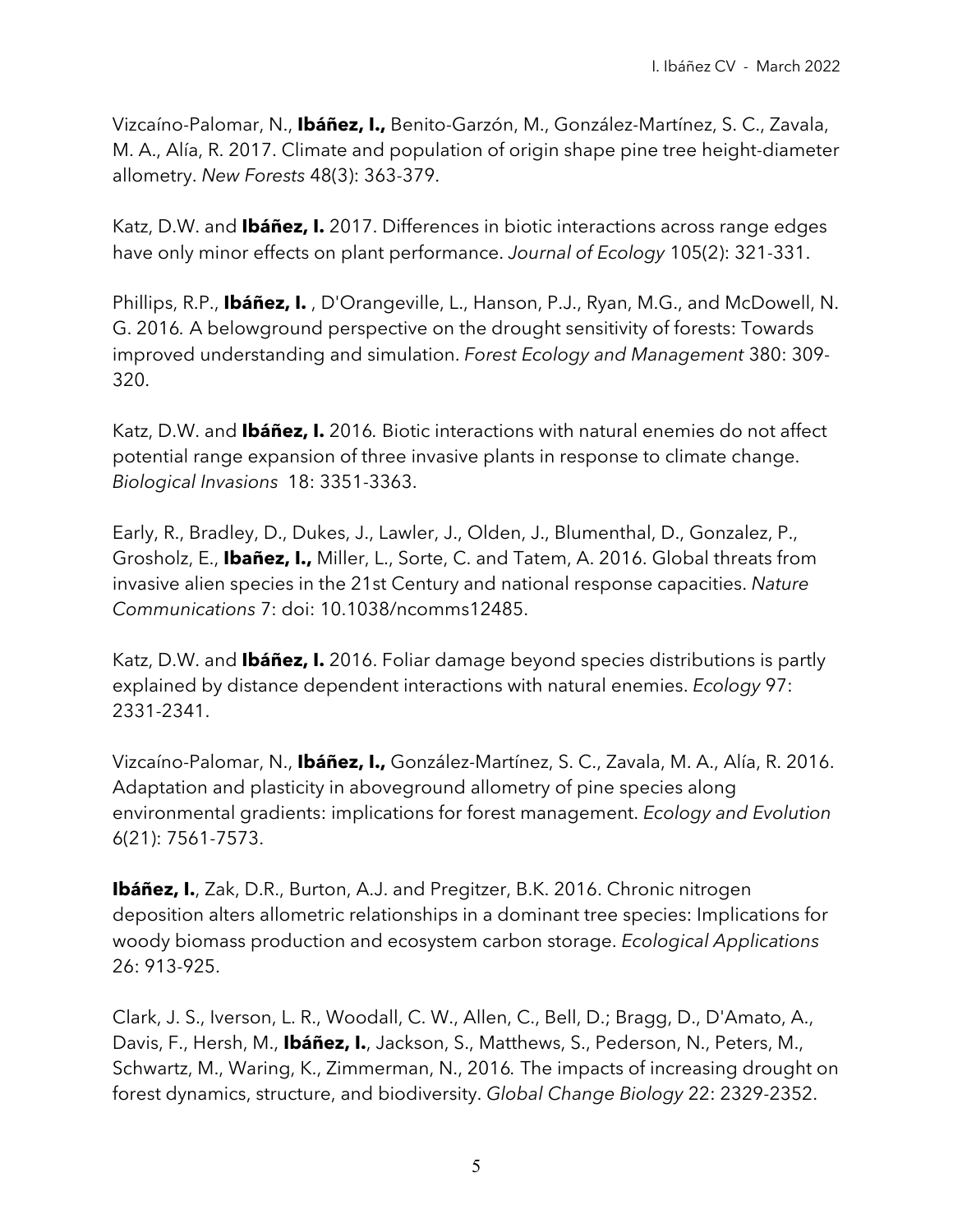Vizcaíno-Palomar, N., **Ibáñez, I.,** Benito-Garzón, M., González-Martínez, S. C., Zavala, M. A., Alía, R. 2017. Climate and population of origin shape pine tree height-diameter allometry. *New Forests* 48(3): 363-379.

Katz, D.W. and **Ibáñez, I.** 2017. Differences in biotic interactions across range edges have only minor effects on plant performance. *Journal of Ecology* 105(2): 321-331.

Phillips, R.P., **Ibáñez, I.** , D'Orangeville, L., Hanson, P.J., Ryan, M.G., and McDowell, N. G. 2016. A belowground perspective on the drought sensitivity of forests: Towards improved understanding and simulation. *Forest Ecology and Management* 380: 309-320.

Katz, D.W. and **Ibáñez, I.** 2016. Biotic interactions with natural enemies do not affect potential range expansion of three invasive plants in response to climate change. *Biological Invasions* 18: 3351-3363.

Early, R., Bradley, D., Dukes, J., Lawler, J., Olden, J., Blumenthal, D., Gonzalez, P., Grosholz, E., **Ibañez, I.,** Miller, L., Sorte, C. and Tatem, A. 2016. Global threats from invasive alien species in the 21st Century and national response capacities. *Nature Communications* 7: doi: 10.1038/ncomms12485.

Katz, D.W. and **Ibáñez, I.** 2016. Foliar damage beyond species distributions is partly explained by distance dependent interactions with natural enemies. *Ecology* 97: 2331-2341.

Vizcaíno-Palomar, N., **Ibáñez, I.,** González-Martínez, S. C., Zavala, M. A., Alía, R. 2016. Adaptation and plasticity in aboveground allometry of pine species along environmental gradients: implications for forest management. *Ecology and Evolution* 6(21): 7561-7573.

**Ibáñez, I.**, Zak, D.R., Burton, A.J. and Pregitzer, B.K. 2016. Chronic nitrogen deposition alters allometric relationships in a dominant tree species: Implications for woody biomass production and ecosystem carbon storage. *Ecological Applications* 26: 913-925.

Clark, J. S., Iverson, L. R., Woodall, C. W., Allen, C., Bell, D.; Bragg, D., D'Amato, A., Davis, F., Hersh, M., **Ibáñez, I.**, Jackson, S., Matthews, S., Pederson, N., Peters, M., Schwartz, M., Waring, K., Zimmerman, N., 2016. The impacts of increasing drought on forest dynamics, structure, and biodiversity. *Global Change Biology* 22: 2329-2352.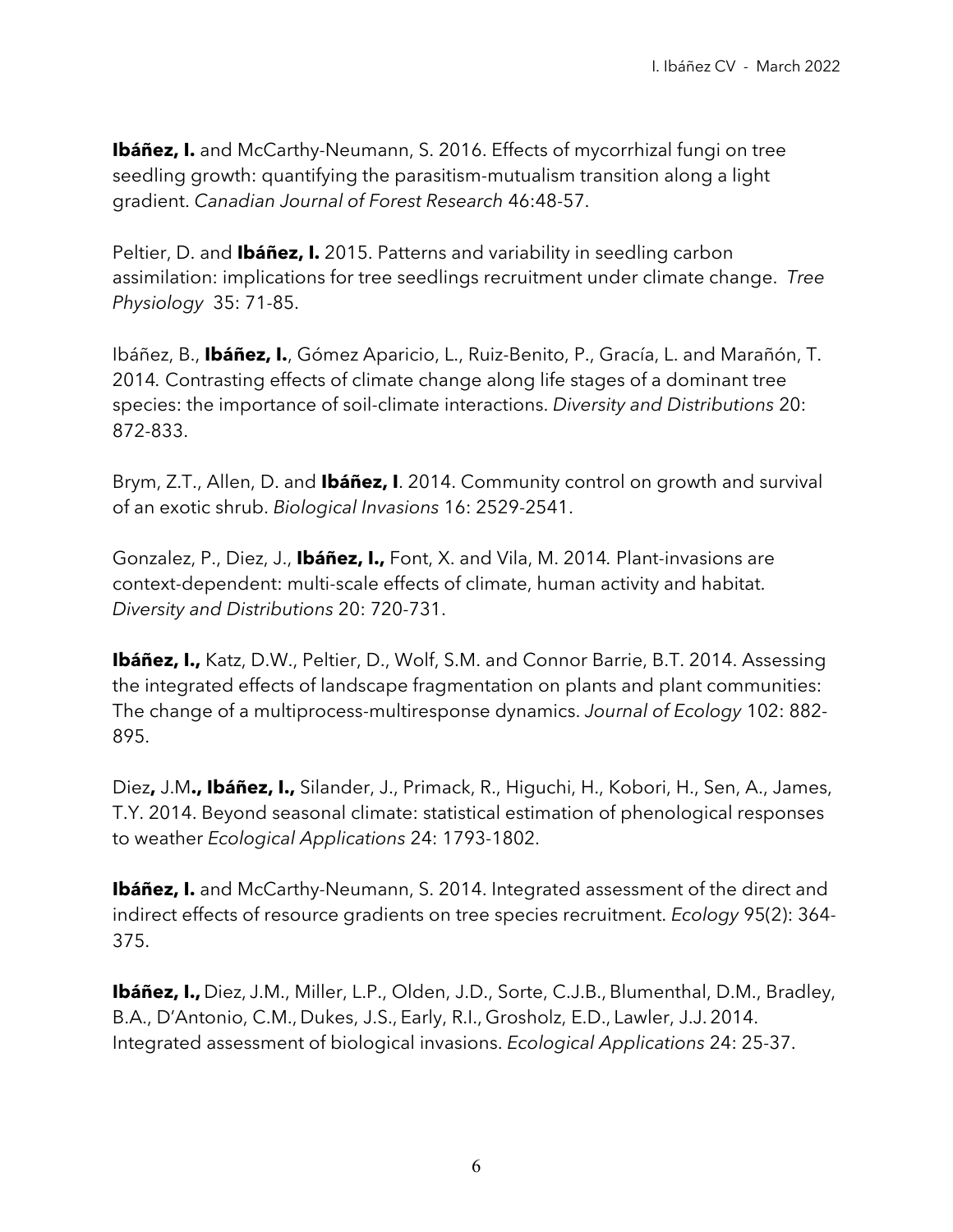**Ibáñez, I.** and McCarthy-Neumann, S. 2016. Effects of mycorrhizal fungi on tree seedling growth: quantifying the parasitism-mutualism transition along a light gradient. *Canadian Journal of Forest Research* 46:48-57.

Peltier, D. and **Ibáñez, I.** 2015. Patterns and variability in seedling carbon assimilation: implications for tree seedlings recruitment under climate change. *Tree Physiology* 35: 71-85.

Ibáñez, B., **Ibáñez, I.**, Gómez Aparicio, L., Ruiz-Benito, P., Gracía, L. and Marañón, T. 2014. Contrasting effects of climate change along life stages of a dominant tree species: the importance of soil-climate interactions. *Diversity and Distributions* 20: 872-833.

Brym, Z.T., Allen, D. and **Ibáñez, I**. 2014. Community control on growth and survival of an exotic shrub. *Biological Invasions* 16: 2529-2541.

Gonzalez, P., Diez, J., **Ibáñez, I.,** Font, X. and Vila, M. 2014. Plant-invasions are context-dependent: multi-scale effects of climate, human activity and habitat. *Diversity and Distributions* 20: 720-731.

**Ibáñez, I.,** Katz, D.W., Peltier, D., Wolf, S.M. and Connor Barrie, B.T. 2014. Assessing the integrated effects of landscape fragmentation on plants and plant communities: The change of a multiprocess-multiresponse dynamics. *Journal of Ecology* 102: 882-895.

Diez**,** J.M**., Ibáñez, I.,** Silander, J., Primack, R., Higuchi, H., Kobori, H., Sen, A., James, T.Y. 2014. Beyond seasonal climate: statistical estimation of phenological responses to weather *Ecological Applications* 24: 1793-1802.

**Ibáñez, I.** and McCarthy-Neumann, S. 2014. Integrated assessment of the direct and indirect effects of resource gradients on tree species recruitment. *Ecology* 95(2): 364-375.

**Ibáñez, I.,** Diez, J.M., Miller, L.P., Olden, J.D., Sorte, C.J.B., Blumenthal, D.M., Bradley, B.A., D'Antonio, C.M., Dukes, J.S., Early, R.I., Grosholz, E.D., Lawler, J.J. 2014. Integrated assessment of biological invasions. *Ecological Applications* 24: 25-37.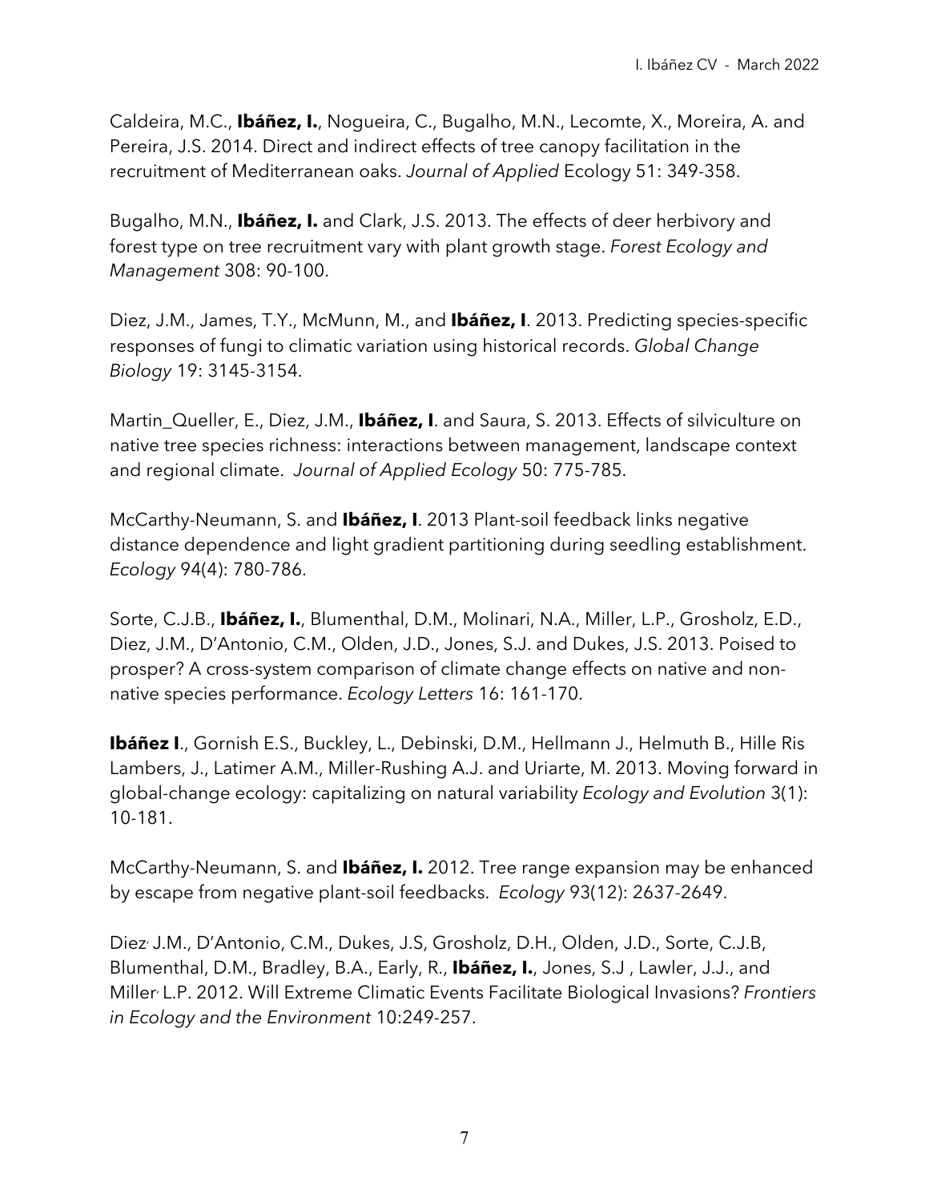Caldeira, M.C., **Ibáñez, I.**, Nogueira, C., Bugalho, M.N., Lecomte, X., Moreira, A. and Pereira, J.S. 2014. Direct and indirect effects of tree canopy facilitation in the recruitment of Mediterranean oaks. *Journal of Applied* Ecology 51: 349-358.

Bugalho, M.N., **Ibáñez, I.** and Clark, J.S. 2013. The effects of deer herbivory and forest type on tree recruitment vary with plant growth stage. *Forest Ecology and Management* 308: 90-100.

Diez, J.M., James, T.Y., McMunn, M., and **Ibáñez, I**. 2013. Predicting species-specific responses of fungi to climatic variation using historical records. *Global Change Biology* 19: 3145-3154.

Martin_Queller, E., Diez, J.M., **Ibáñez, I**. and Saura, S. 2013. Effects of silviculture on native tree species richness: interactions between management, landscape context and regional climate. *Journal of Applied Ecology* 50: 775-785.

McCarthy-Neumann, S. and **Ibáñez, I**. 2013 Plant-soil feedback links negative distance dependence and light gradient partitioning during seedling establishment. *Ecology* 94(4): 780-786.

Sorte, C.J.B., **Ibáñez, I.**, Blumenthal, D.M., Molinari, N.A., Miller, L.P., Grosholz, E.D., Diez, J.M., D'Antonio, C.M., Olden, J.D., Jones, S.J. and Dukes, J.S. 2013. Poised to prosper? A cross-system comparison of climate change effects on native and non-native species performance. *Ecology Letters* 16: 161-170.

**Ibáñez I**., Gornish E.S., Buckley, L., Debinski, D.M., Hellmann J., Helmuth B., Hille Ris Lambers, J., Latimer A.M., Miller-Rushing A.J. and Uriarte, M. 2013. Moving forward in global-change ecology: capitalizing on natural variability *Ecology and Evolution* 3(1): 10-181.

McCarthy-Neumann, S. and **Ibáñez, I.** 2012. Tree range expansion may be enhanced by escape from negative plant-soil feedbacks. *Ecology* 93(12): 2637-2649.

Diez, J.M., D'Antonio, C.M., Dukes, J.S, Grosholz, D.H., Olden, J.D., Sorte, C.J.B, Blumenthal, D.M., Bradley, B.A., Early, R., **Ibáñez, I.**, Jones, S.J , Lawler, J.J., and Miller, L.P. 2012. Will Extreme Climatic Events Facilitate Biological Invasions? *Frontiers in Ecology and the Environment* 10:249-257.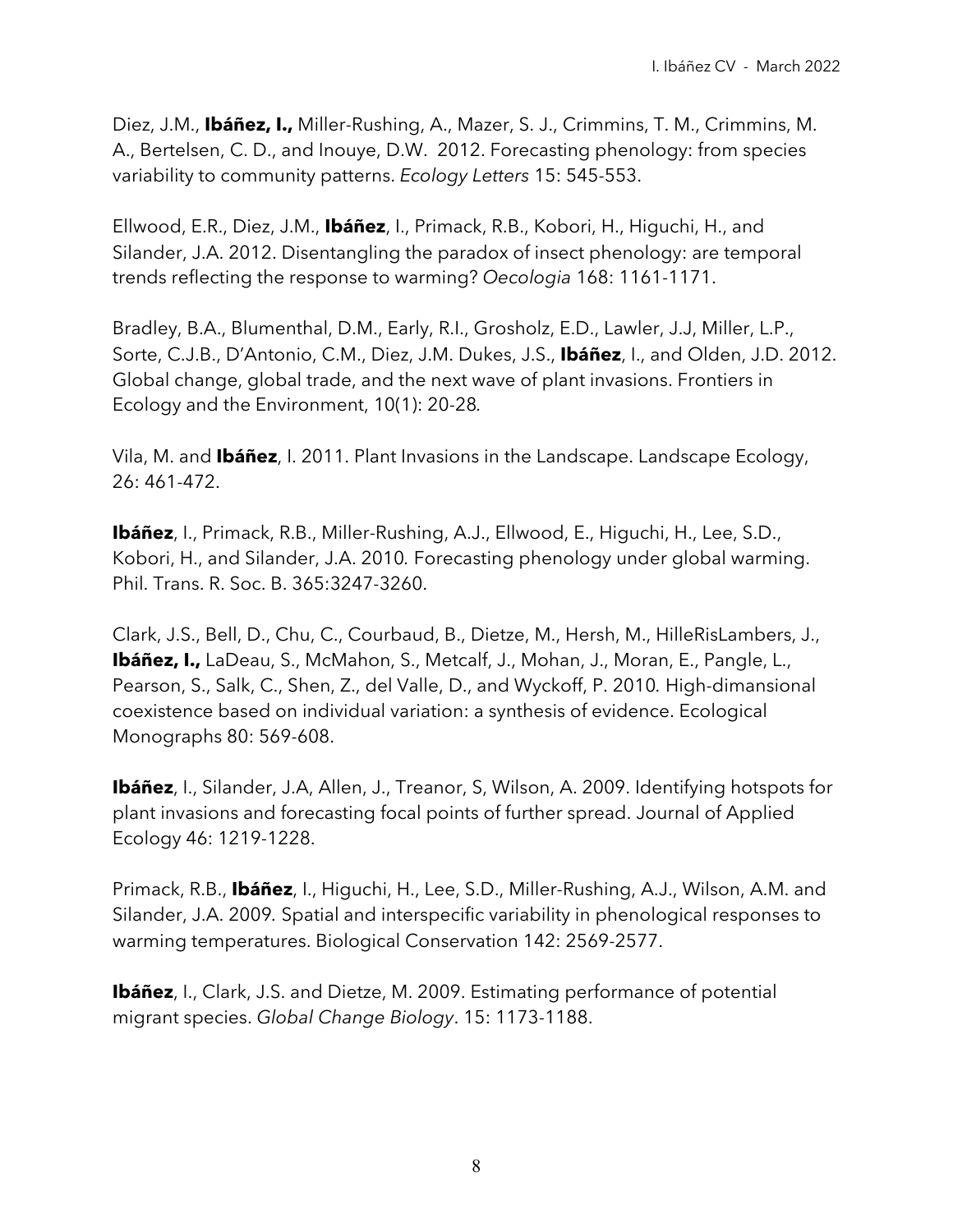Diez, J.M., **Ibáñez, I.,** Miller-Rushing, A., Mazer, S. J., Crimmins, T. M., Crimmins, M. A., Bertelsen, C. D., and Inouye, D.W. 2012. Forecasting phenology: from species variability to community patterns. *Ecology Letters* 15: 545-553.

Ellwood, E.R., Diez, J.M., **Ibáñez**, I., Primack, R.B., Kobori, H., Higuchi, H., and Silander, J.A. 2012. Disentangling the paradox of insect phenology: are temporal trends reflecting the response to warming? *Oecologia* 168: 1161-1171.

Bradley, B.A., Blumenthal, D.M., Early, R.I., Grosholz, E.D., Lawler, J.J, Miller, L.P., Sorte, C.J.B., D'Antonio, C.M., Diez, J.M. Dukes, J.S., **Ibáñez**, I., and Olden, J.D. 2012. Global change, global trade, and the next wave of plant invasions. Frontiers in Ecology and the Environment, 10(1): 20-28.

Vila, M. and **Ibáñez**, I. 2011. Plant Invasions in the Landscape. Landscape Ecology, 26: 461-472.

**Ibáñez**, I., Primack, R.B., Miller-Rushing, A.J., Ellwood, E., Higuchi, H., Lee, S.D., Kobori, H., and Silander, J.A. 2010. Forecasting phenology under global warming. Phil. Trans. R. Soc. B. 365:3247-3260.

Clark, J.S., Bell, D., Chu, C., Courbaud, B., Dietze, M., Hersh, M., HilleRisLambers, J., **Ibáñez, I.,** LaDeau, S., McMahon, S., Metcalf, J., Mohan, J., Moran, E., Pangle, L., Pearson, S., Salk, C., Shen, Z., del Valle, D., and Wyckoff, P. 2010. High-dimansional coexistence based on individual variation: a synthesis of evidence. Ecological Monographs 80: 569-608.

**Ibáñez**, I., Silander, J.A, Allen, J., Treanor, S, Wilson, A. 2009. Identifying hotspots for plant invasions and forecasting focal points of further spread. Journal of Applied Ecology 46: 1219-1228.

Primack, R.B., **Ibáñez**, I., Higuchi, H., Lee, S.D., Miller-Rushing, A.J., Wilson, A.M. and Silander, J.A. 2009. Spatial and interspecific variability in phenological responses to warming temperatures. Biological Conservation 142: 2569-2577.

**Ibáñez**, I., Clark, J.S. and Dietze, M. 2009. Estimating performance of potential migrant species. *Global Change Biology*. 15: 1173-1188.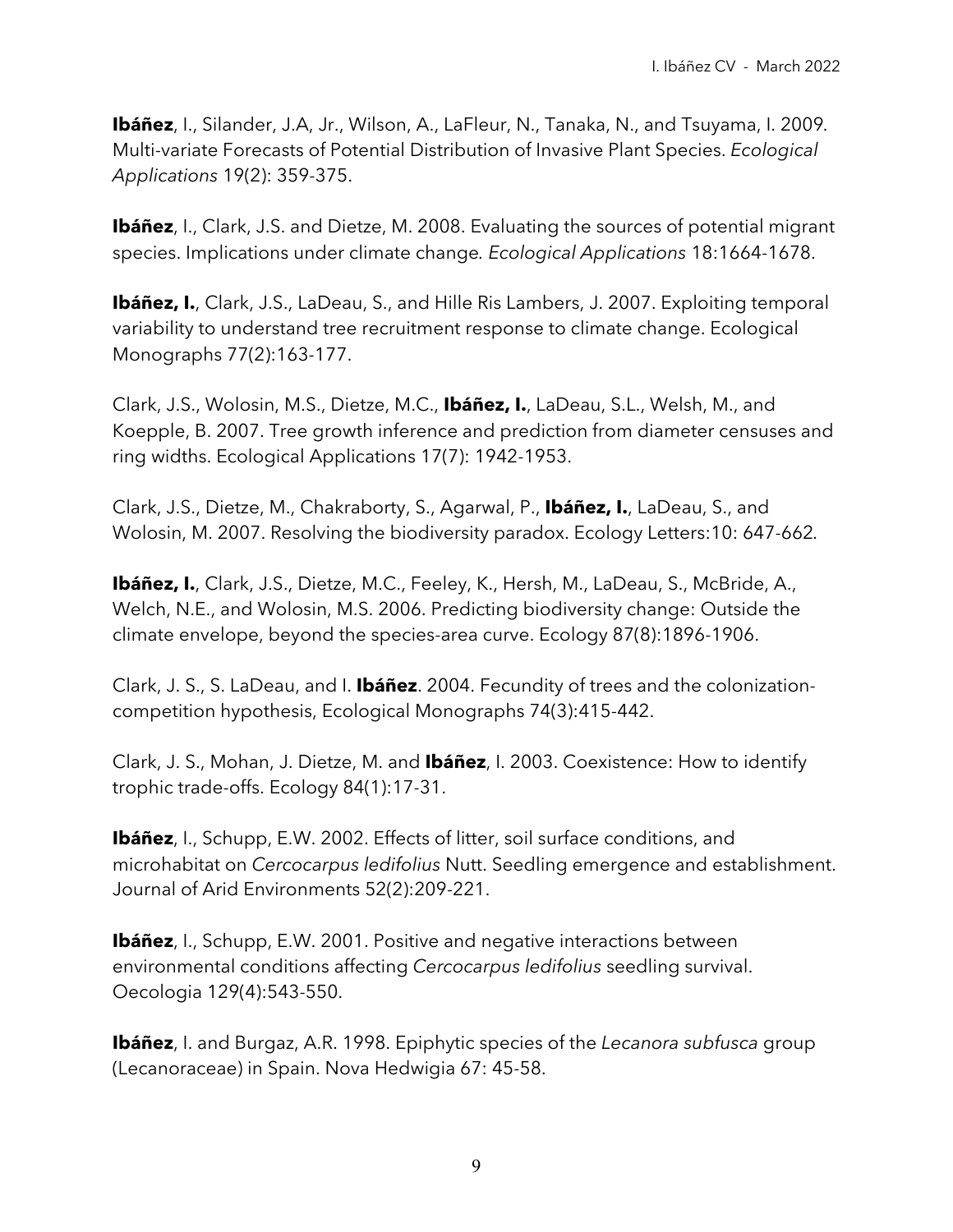**Ibáñez**, I., Silander, J.A, Jr., Wilson, A., LaFleur, N., Tanaka, N., and Tsuyama, I. 2009. Multi-variate Forecasts of Potential Distribution of Invasive Plant Species. *Ecological Applications* 19(2): 359-375.

**Ibáñez**, I., Clark, J.S. and Dietze, M. 2008. Evaluating the sources of potential migrant species. Implications under climate change. *Ecological Applications* 18:1664-1678.

**Ibáñez, I.**, Clark, J.S., LaDeau, S., and Hille Ris Lambers, J. 2007. Exploiting temporal variability to understand tree recruitment response to climate change. Ecological Monographs 77(2):163-177.

Clark, J.S., Wolosin, M.S., Dietze, M.C., **Ibáñez, I.**, LaDeau, S.L., Welsh, M., and Koepple, B. 2007. Tree growth inference and prediction from diameter censuses and ring widths. Ecological Applications 17(7): 1942-1953.

Clark, J.S., Dietze, M., Chakraborty, S., Agarwal, P., **Ibáñez, I.**, LaDeau, S., and Wolosin, M. 2007. Resolving the biodiversity paradox. Ecology Letters:10: 647-662.

**Ibáñez, I.**, Clark, J.S., Dietze, M.C., Feeley, K., Hersh, M., LaDeau, S., McBride, A., Welch, N.E., and Wolosin, M.S. 2006. Predicting biodiversity change: Outside the climate envelope, beyond the species-area curve. Ecology 87(8):1896-1906.

Clark, J. S., S. LaDeau, and I. **Ibáñez**. 2004. Fecundity of trees and the colonization-competition hypothesis, Ecological Monographs 74(3):415-442.

Clark, J. S., Mohan, J. Dietze, M. and **Ibáñez**, I. 2003. Coexistence: How to identify trophic trade-offs. Ecology 84(1):17-31.

**Ibáñez**, I., Schupp, E.W. 2002. Effects of litter, soil surface conditions, and microhabitat on *Cercocarpus ledifolius* Nutt. Seedling emergence and establishment. Journal of Arid Environments 52(2):209-221.

**Ibáñez**, I., Schupp, E.W. 2001. Positive and negative interactions between environmental conditions affecting *Cercocarpus ledifolius* seedling survival. Oecologia 129(4):543-550.

**Ibáñez**, I. and Burgaz, A.R. 1998. Epiphytic species of the *Lecanora subfusca* group (Lecanoraceae) in Spain. Nova Hedwigia 67: 45-58.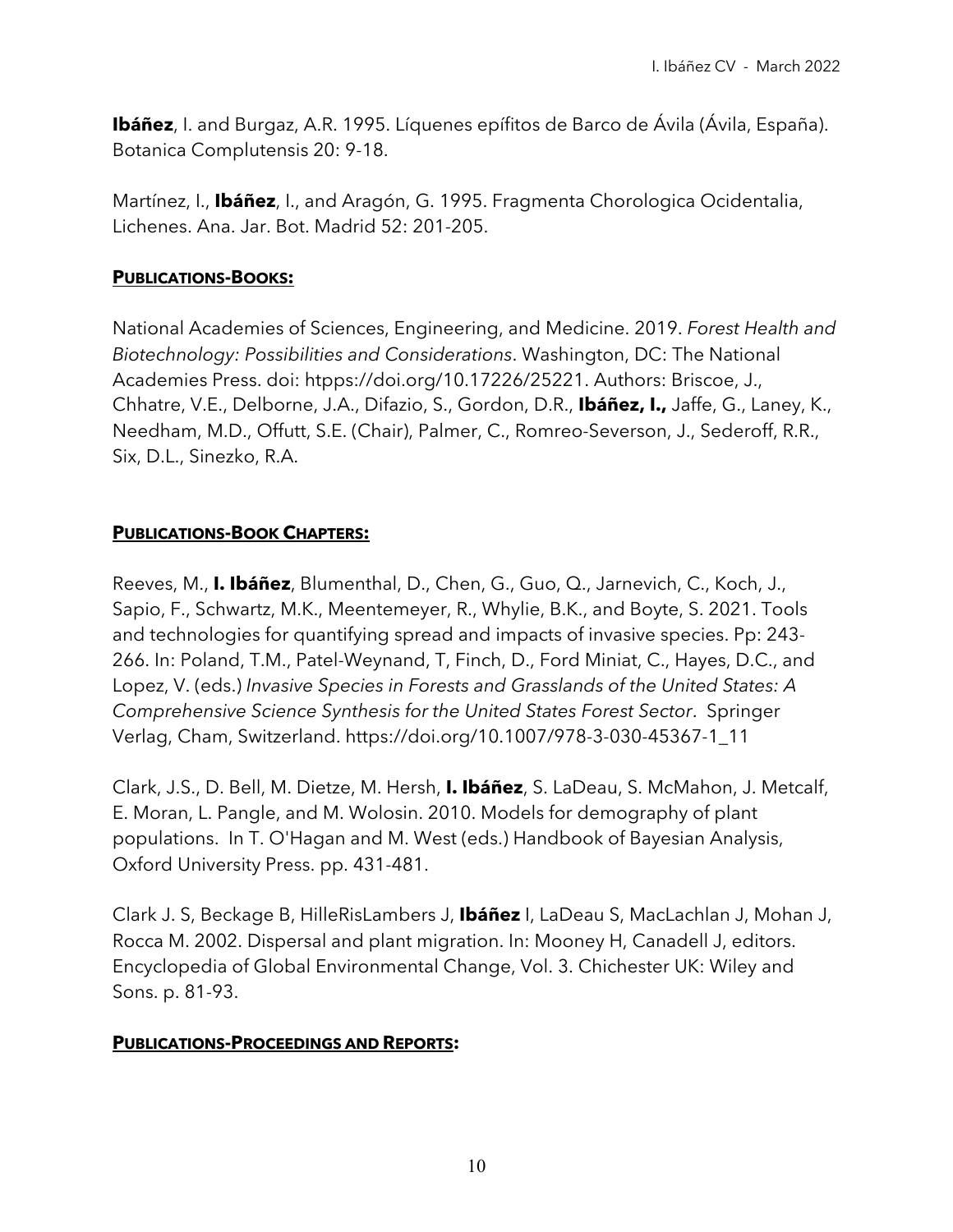**Ibáñez**, I. and Burgaz, A.R. 1995. Líquenes epífitos de Barco de Ávila (Ávila, España). Botanica Complutensis 20: 9-18.

Martínez, I., **Ibáñez**, I., and Aragón, G. 1995. Fragmenta Chorologica Ocidentalia, Lichenes. Ana. Jar. Bot. Madrid 52: 201-205.

## PUBLICATIONS-BOOKS:

National Academies of Sciences, Engineering, and Medicine. 2019. *Forest Health and Biotechnology: Possibilities and Considerations*. Washington, DC: The National Academies Press. doi: htpps://doi.org/10.17226/25221. Authors: Briscoe, J., Chhatre, V.E., Delborne, J.A., Difazio, S., Gordon, D.R., **Ibáñez, I.,** Jaffe, G., Laney, K., Needham, M.D., Offutt, S.E. (Chair), Palmer, C., Romreo-Severson, J., Sederoff, R.R., Six, D.L., Sinezko, R.A.

## PUBLICATIONS-BOOK CHAPTERS:

Reeves, M., **I. Ibáñez**, Blumenthal, D., Chen, G., Guo, Q., Jarnevich, C., Koch, J., Sapio, F., Schwartz, M.K., Meentemeyer, R., Whylie, B.K., and Boyte, S. 2021. Tools and technologies for quantifying spread and impacts of invasive species. Pp: 243-266. In: Poland, T.M., Patel-Weynand, T, Finch, D., Ford Miniat, C., Hayes, D.C., and Lopez, V. (eds.) *Invasive Species in Forests and Grasslands of the United States: A Comprehensive Science Synthesis for the United States Forest Sector*. Springer Verlag, Cham, Switzerland. https://doi.org/10.1007/978-3-030-45367-1_11

Clark, J.S., D. Bell, M. Dietze, M. Hersh, **I. Ibáñez**, S. LaDeau, S. McMahon, J. Metcalf, E. Moran, L. Pangle, and M. Wolosin. 2010. Models for demography of plant populations. In T. O'Hagan and M. West (eds.) Handbook of Bayesian Analysis, Oxford University Press. pp. 431-481.

Clark J. S, Beckage B, HilleRisLambers J, **Ibáñez** I, LaDeau S, MacLachlan J, Mohan J, Rocca M. 2002. Dispersal and plant migration. In: Mooney H, Canadell J, editors. Encyclopedia of Global Environmental Change, Vol. 3. Chichester UK: Wiley and Sons. p. 81-93.

## PUBLICATIONS-PROCEEDINGS AND REPORTS: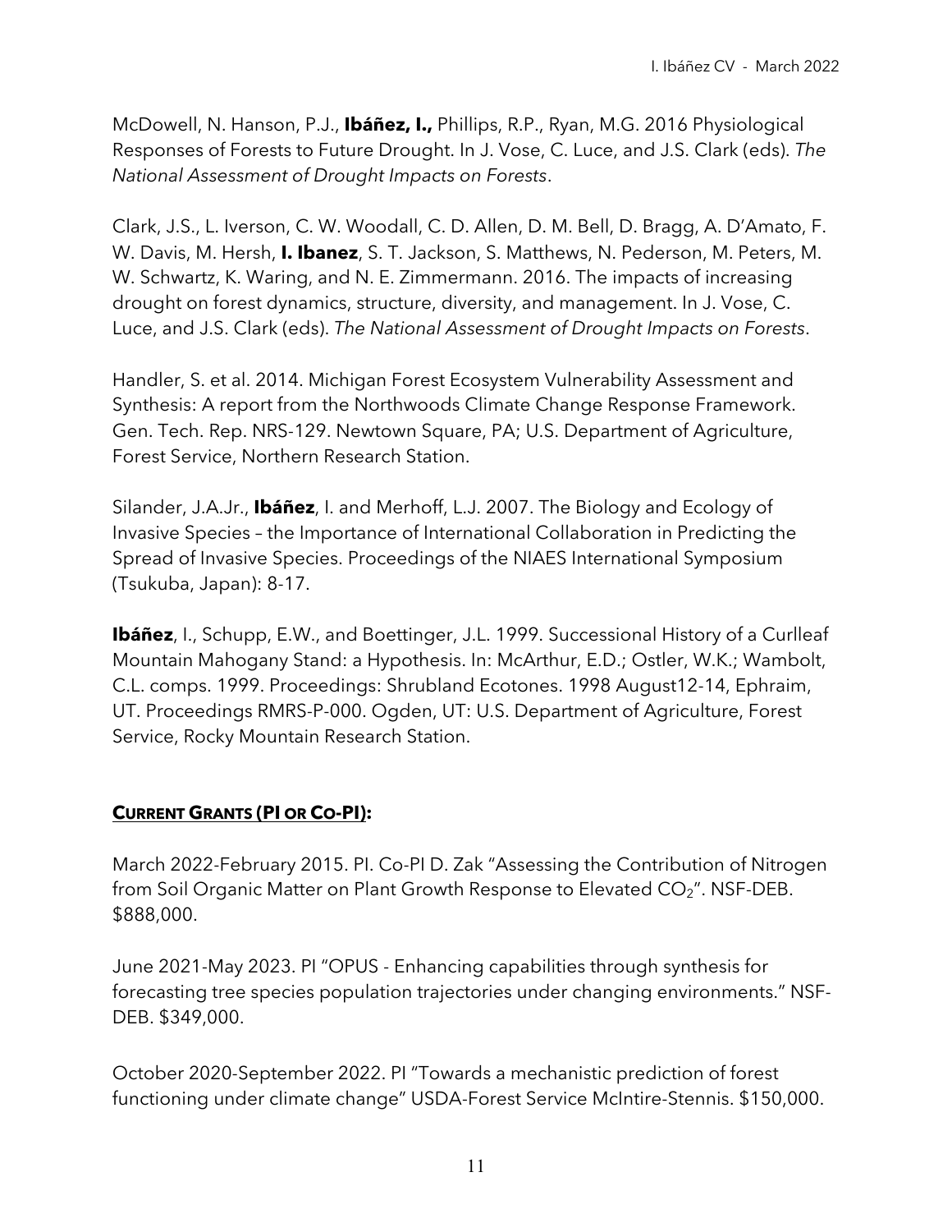McDowell, N. Hanson, P.J., **Ibáñez, I.,** Phillips, R.P., Ryan, M.G. 2016 Physiological Responses of Forests to Future Drought. In J. Vose, C. Luce, and J.S. Clark (eds). *The National Assessment of Drought Impacts on Forests*.

Clark, J.S., L. Iverson, C. W. Woodall, C. D. Allen, D. M. Bell, D. Bragg, A. D'Amato, F. W. Davis, M. Hersh, **I. Ibanez**, S. T. Jackson, S. Matthews, N. Pederson, M. Peters, M. W. Schwartz, K. Waring, and N. E. Zimmermann. 2016. The impacts of increasing drought on forest dynamics, structure, diversity, and management. In J. Vose, C. Luce, and J.S. Clark (eds). *The National Assessment of Drought Impacts on Forests*.

Handler, S. et al. 2014. Michigan Forest Ecosystem Vulnerability Assessment and Synthesis: A report from the Northwoods Climate Change Response Framework. Gen. Tech. Rep. NRS-129. Newtown Square, PA; U.S. Department of Agriculture, Forest Service, Northern Research Station.

Silander, J.A.Jr., **Ibáñez**, I. and Merhoff, L.J. 2007. The Biology and Ecology of Invasive Species – the Importance of International Collaboration in Predicting the Spread of Invasive Species. Proceedings of the NIAES International Symposium (Tsukuba, Japan): 8-17.

**Ibáñez**, I., Schupp, E.W., and Boettinger, J.L. 1999. Successional History of a Curlleaf Mountain Mahogany Stand: a Hypothesis. In: McArthur, E.D.; Ostler, W.K.; Wambolt, C.L. comps. 1999. Proceedings: Shrubland Ecotones. 1998 August12-14, Ephraim, UT. Proceedings RMRS-P-000. Ogden, UT: U.S. Department of Agriculture, Forest Service, Rocky Mountain Research Station.

## CURRENT GRANTS (PI OR CO-PI):

March 2022-February 2015. PI. Co-PI D. Zak "Assessing the Contribution of Nitrogen from Soil Organic Matter on Plant Growth Response to Elevated $CO_2$". NSF-DEB. $888,000.

June 2021-May 2023. PI "OPUS - Enhancing capabilities through synthesis for forecasting tree species population trajectories under changing environments." NSF-DEB. $349,000.

October 2020-September 2022. PI "Towards a mechanistic prediction of forest functioning under climate change" USDA-Forest Service McIntire-Stennis. $150,000.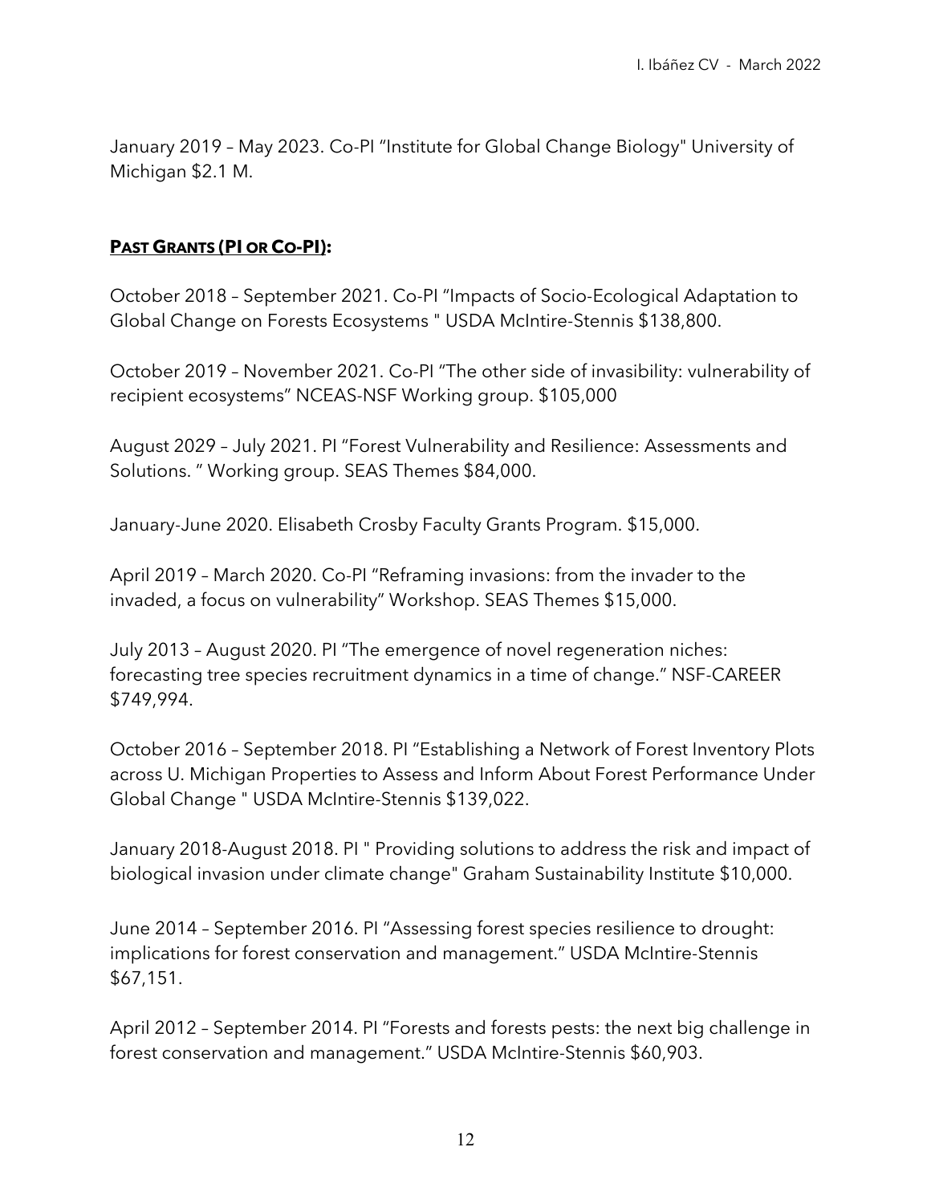January 2019 – May 2023. Co-PI "Institute for Global Change Biology" University of Michigan $2.1 M.

## **PAST GRANTS (PI OR CO-PI):**

October 2018 – September 2021. Co-PI "Impacts of Socio-Ecological Adaptation to Global Change on Forests Ecosystems " USDA McIntire-Stennis $138,800.

October 2019 – November 2021. Co-PI "The other side of invasibility: vulnerability of recipient ecosystems" NCEAS-NSF Working group. $105,000

August 2029 – July 2021. PI "Forest Vulnerability and Resilience: Assessments and Solutions. " Working group. SEAS Themes $84,000.

January-June 2020. Elisabeth Crosby Faculty Grants Program. $15,000.

April 2019 – March 2020. Co-PI "Reframing invasions: from the invader to the invaded, a focus on vulnerability" Workshop. SEAS Themes $15,000.

July 2013 – August 2020. PI "The emergence of novel regeneration niches: forecasting tree species recruitment dynamics in a time of change." NSF-CAREER $749,994.

October 2016 – September 2018. PI "Establishing a Network of Forest Inventory Plots across U. Michigan Properties to Assess and Inform About Forest Performance Under Global Change " USDA McIntire-Stennis $139,022.

January 2018-August 2018. PI " Providing solutions to address the risk and impact of biological invasion under climate change" Graham Sustainability Institute $10,000.

June 2014 – September 2016. PI "Assessing forest species resilience to drought: implications for forest conservation and management." USDA McIntire-Stennis $67,151.

April 2012 – September 2014. PI "Forests and forests pests: the next big challenge in forest conservation and management." USDA McIntire-Stennis $60,903.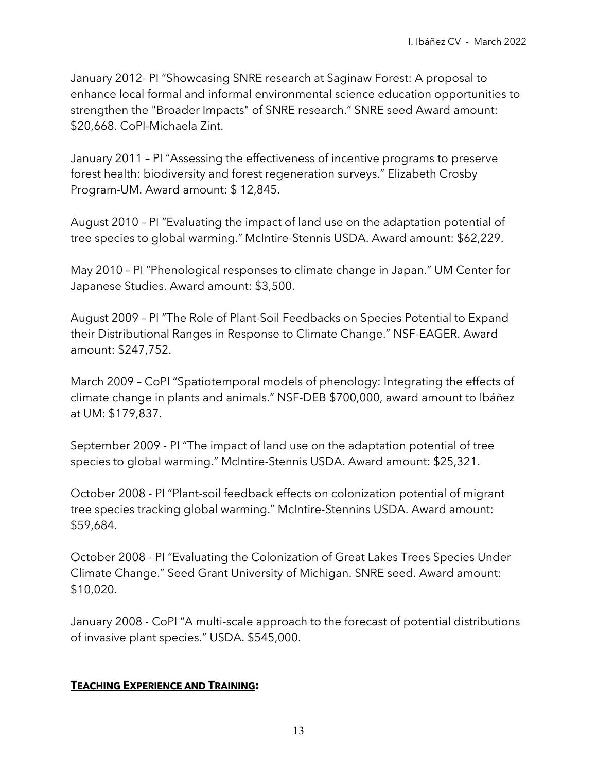January 2012- PI “Showcasing SNRE research at Saginaw Forest: A proposal to enhance local formal and informal environmental science education opportunities to strengthen the "Broader Impacts" of SNRE research.” SNRE seed Award amount: $20,668. CoPI-Michaela Zint.

January 2011 – PI “Assessing the effectiveness of incentive programs to preserve forest health: biodiversity and forest regeneration surveys.” Elizabeth Crosby Program-UM. Award amount: $ 12,845.

August 2010 – PI “Evaluating the impact of land use on the adaptation potential of tree species to global warming.” McIntire-Stennis USDA. Award amount: $62,229.

May 2010 – PI “Phenological responses to climate change in Japan.” UM Center for Japanese Studies. Award amount: $3,500.

August 2009 – PI “The Role of Plant-Soil Feedbacks on Species Potential to Expand their Distributional Ranges in Response to Climate Change.” NSF-EAGER. Award amount: $247,752.

March 2009 – CoPI “Spatiotemporal models of phenology: Integrating the effects of climate change in plants and animals.” NSF-DEB $700,000, award amount to Ibáñez at UM: $179,837.

September 2009 - PI “The impact of land use on the adaptation potential of tree species to global warming.” McIntire-Stennis USDA. Award amount: $25,321.

October 2008 - PI “Plant-soil feedback effects on colonization potential of migrant tree species tracking global warming.” McIntire-Stennins USDA. Award amount: $59,684.

October 2008 - PI “Evaluating the Colonization of Great Lakes Trees Species Under Climate Change.” Seed Grant University of Michigan. SNRE seed. Award amount: $10,020.

January 2008 - CoPI “A multi-scale approach to the forecast of potential distributions of invasive plant species.” USDA. $545,000.

## **TEACHING EXPERIENCE AND TRAINING:**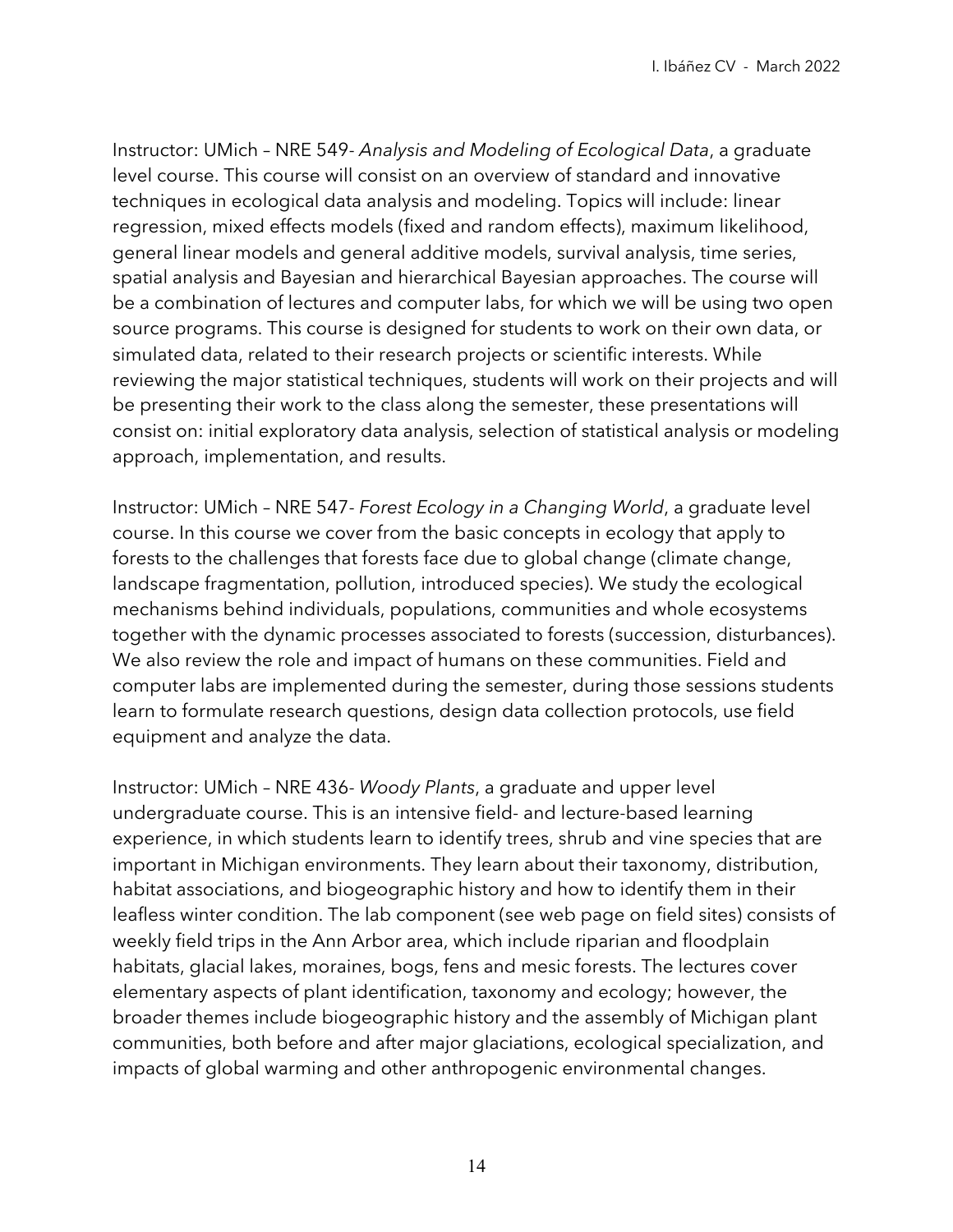Instructor: UMich – NRE 549- *Analysis and Modeling of Ecological Data*, a graduate level course. This course will consist on an overview of standard and innovative techniques in ecological data analysis and modeling. Topics will include: linear regression, mixed effects models (fixed and random effects), maximum likelihood, general linear models and general additive models, survival analysis, time series, spatial analysis and Bayesian and hierarchical Bayesian approaches. The course will be a combination of lectures and computer labs, for which we will be using two open source programs. This course is designed for students to work on their own data, or simulated data, related to their research projects or scientific interests. While reviewing the major statistical techniques, students will work on their projects and will be presenting their work to the class along the semester, these presentations will consist on: initial exploratory data analysis, selection of statistical analysis or modeling approach, implementation, and results.

Instructor: UMich – NRE 547- *Forest Ecology in a Changing World*, a graduate level course. In this course we cover from the basic concepts in ecology that apply to forests to the challenges that forests face due to global change (climate change, landscape fragmentation, pollution, introduced species). We study the ecological mechanisms behind individuals, populations, communities and whole ecosystems together with the dynamic processes associated to forests (succession, disturbances). We also review the role and impact of humans on these communities. Field and computer labs are implemented during the semester, during those sessions students learn to formulate research questions, design data collection protocols, use field equipment and analyze the data.

Instructor: UMich – NRE 436- *Woody Plants*, a graduate and upper level undergraduate course. This is an intensive field- and lecture-based learning experience, in which students learn to identify trees, shrub and vine species that are important in Michigan environments. They learn about their taxonomy, distribution, habitat associations, and biogeographic history and how to identify them in their leafless winter condition. The lab component (see web page on field sites) consists of weekly field trips in the Ann Arbor area, which include riparian and floodplain habitats, glacial lakes, moraines, bogs, fens and mesic forests. The lectures cover elementary aspects of plant identification, taxonomy and ecology; however, the broader themes include biogeographic history and the assembly of Michigan plant communities, both before and after major glaciations, ecological specialization, and impacts of global warming and other anthropogenic environmental changes.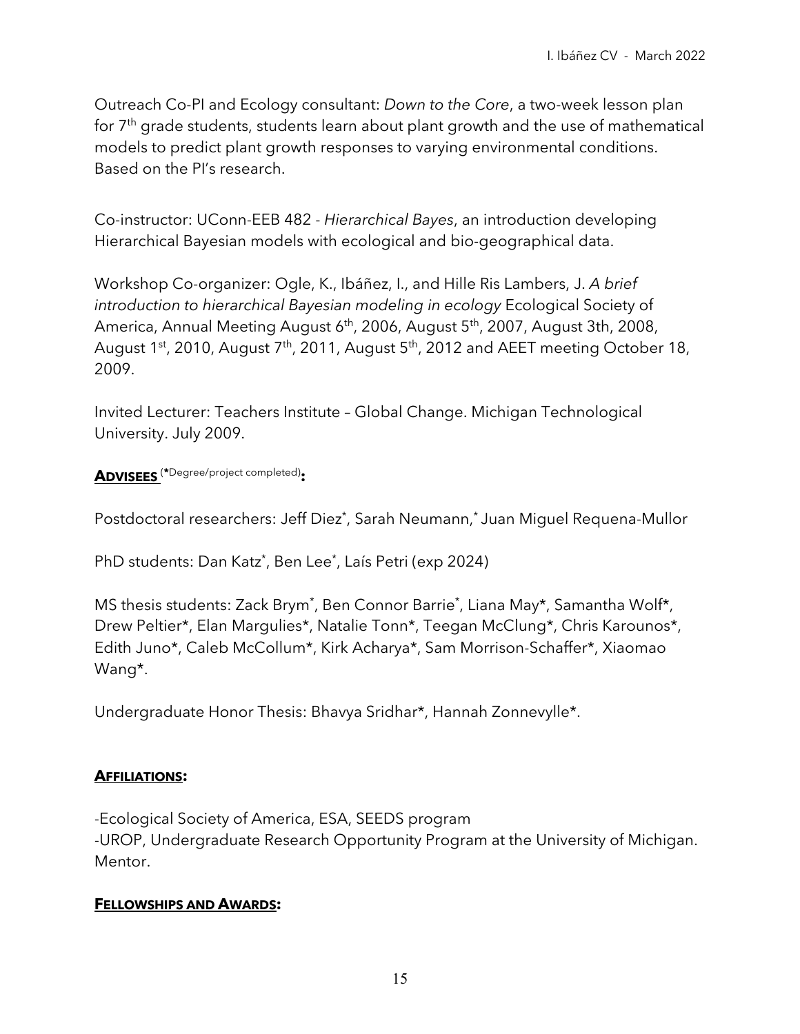Outreach Co-PI and Ecology consultant: *Down to the Core*, a two-week lesson plan for 7th grade students, students learn about plant growth and the use of mathematical models to predict plant growth responses to varying environmental conditions. Based on the PI's research.

Co-instructor: UConn-EEB 482 - *Hierarchical Bayes*, an introduction developing Hierarchical Bayesian models with ecological and bio-geographical data.

Workshop Co-organizer: Ogle, K., Ibáñez, I., and Hille Ris Lambers, J. *A brief introduction to hierarchical Bayesian modeling in ecology* Ecological Society of America, Annual Meeting August 6th, 2006, August 5th, 2007, August 3th, 2008, August 1st, 2010, August 7th, 2011, August 5th, 2012 and AEET meeting October 18, 2009.

Invited Lecturer: Teachers Institute – Global Change. Michigan Technological University. July 2009.

## **ADVISEES** (*Degree/project completed)**:**

Postdoctoral researchers: Jeff Diez*, Sarah Neumann,* Juan Miguel Requena-Mullor

PhD students: Dan Katz*, Ben Lee*, Laís Petri (exp 2024)

MS thesis students: Zack Brym*, Ben Connor Barrie*, Liana May*, Samantha Wolf*, Drew Peltier*, Elan Margulies*, Natalie Tonn*, Teegan McClung*, Chris Karounos*, Edith Juno*, Caleb McCollum*, Kirk Acharya*, Sam Morrison-Schaffer*, Xiaomao Wang*.

Undergraduate Honor Thesis: Bhavya Sridhar*, Hannah Zonnevylle*.

## **AFFILIATIONS:**

-Ecological Society of America, ESA, SEEDS program
-UROP, Undergraduate Research Opportunity Program at the University of Michigan. Mentor.

## **FELLOWSHIPS AND AWARDS:**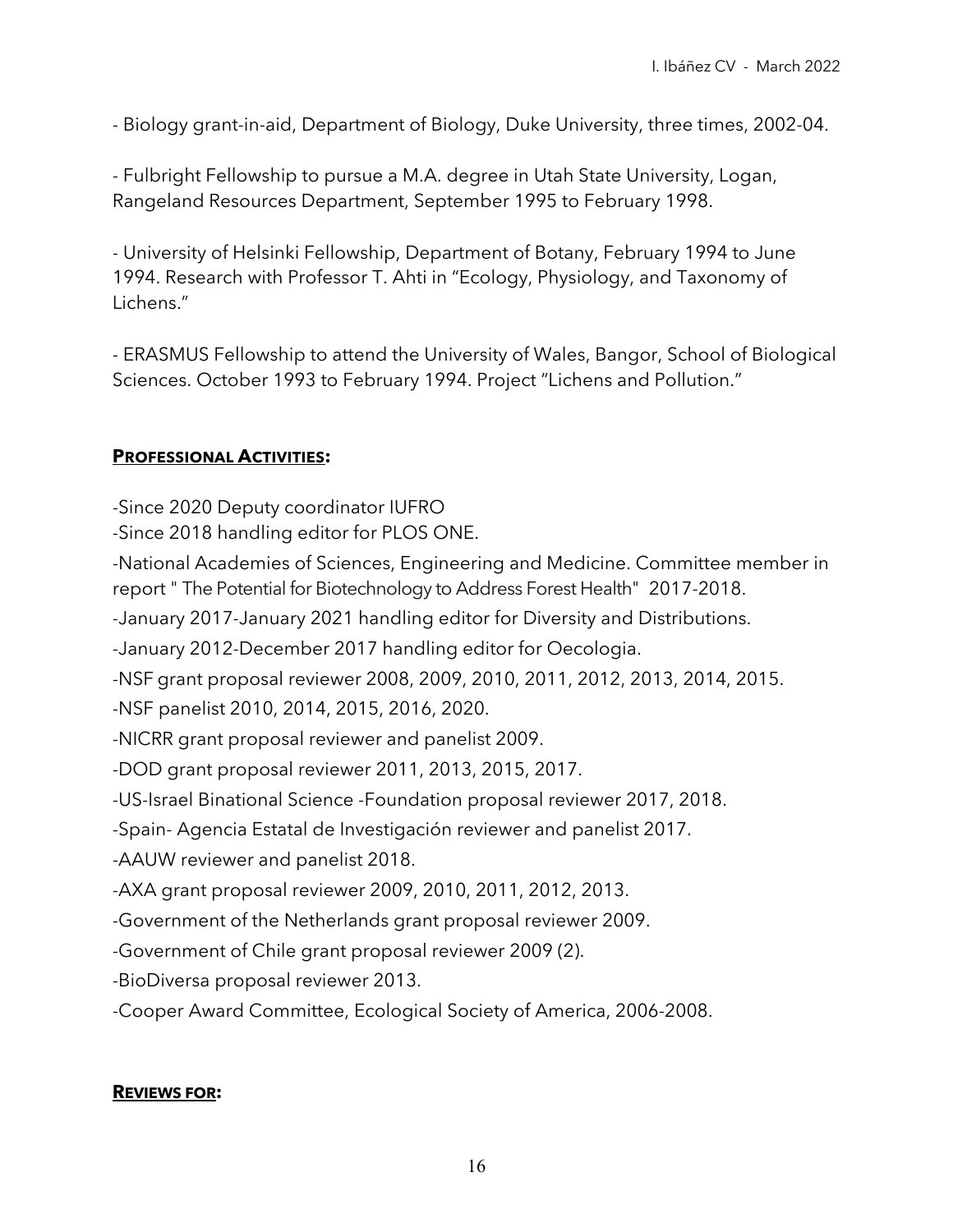- Biology grant-in-aid, Department of Biology, Duke University, three times, 2002-04.

- Fulbright Fellowship to pursue a M.A. degree in Utah State University, Logan, Rangeland Resources Department, September 1995 to February 1998.

- University of Helsinki Fellowship, Department of Botany, February 1994 to June 1994. Research with Professor T. Ahti in "Ecology, Physiology, and Taxonomy of Lichens."

- ERASMUS Fellowship to attend the University of Wales, Bangor, School of Biological Sciences. October 1993 to February 1994. Project "Lichens and Pollution."

## **PROFESSIONAL ACTIVITIES:**

-Since 2020 Deputy coordinator IUFRO

-Since 2018 handling editor for PLOS ONE.

-National Academies of Sciences, Engineering and Medicine. Committee member in report " The Potential for Biotechnology to Address Forest Health" 2017-2018.

-January 2017-January 2021 handling editor for Diversity and Distributions.

-January 2012-December 2017 handling editor for Oecologia.

-NSF grant proposal reviewer 2008, 2009, 2010, 2011, 2012, 2013, 2014, 2015.

-NSF panelist 2010, 2014, 2015, 2016, 2020.

-NICRR grant proposal reviewer and panelist 2009.

-DOD grant proposal reviewer 2011, 2013, 2015, 2017.

-US-Israel Binational Science -Foundation proposal reviewer 2017, 2018.

-Spain- Agencia Estatal de Investigación reviewer and panelist 2017.

-AAUW reviewer and panelist 2018.

-AXA grant proposal reviewer 2009, 2010, 2011, 2012, 2013.

-Government of the Netherlands grant proposal reviewer 2009.

-Government of Chile grant proposal reviewer 2009 (2).

-BioDiversa proposal reviewer 2013.

-Cooper Award Committee, Ecological Society of America, 2006-2008.

## **REVIEWS FOR:**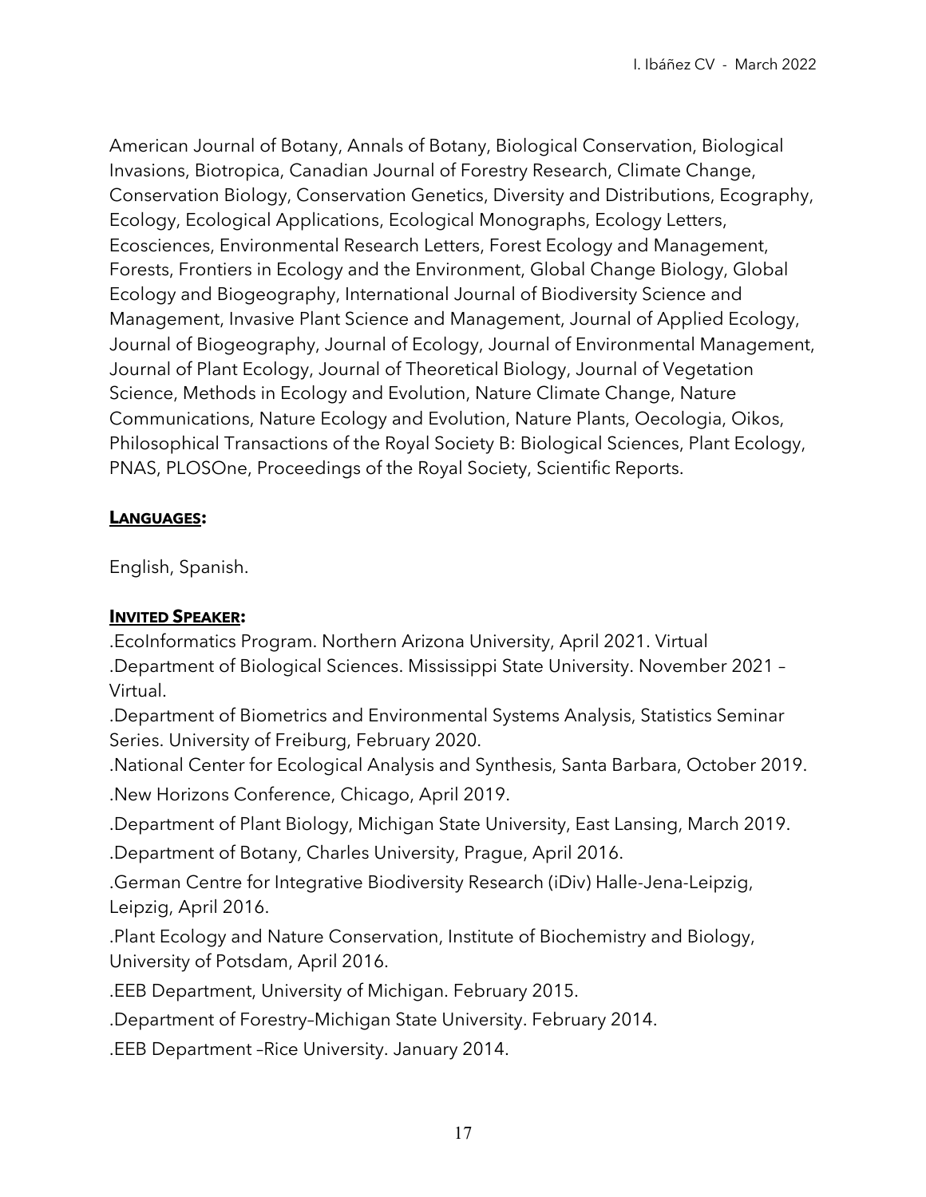American Journal of Botany, Annals of Botany, Biological Conservation, Biological Invasions, Biotropica, Canadian Journal of Forestry Research, Climate Change, Conservation Biology, Conservation Genetics, Diversity and Distributions, Ecography, Ecology, Ecological Applications, Ecological Monographs, Ecology Letters, Ecosciences, Environmental Research Letters, Forest Ecology and Management, Forests, Frontiers in Ecology and the Environment, Global Change Biology, Global Ecology and Biogeography, International Journal of Biodiversity Science and Management, Invasive Plant Science and Management, Journal of Applied Ecology, Journal of Biogeography, Journal of Ecology, Journal of Environmental Management, Journal of Plant Ecology, Journal of Theoretical Biology, Journal of Vegetation Science, Methods in Ecology and Evolution, Nature Climate Change, Nature Communications, Nature Ecology and Evolution, Nature Plants, Oecologia, Oikos, Philosophical Transactions of the Royal Society B: Biological Sciences, Plant Ecology, PNAS, PLOSOne, Proceedings of the Royal Society, Scientific Reports.

**LANGUAGES:**

English, Spanish.

**INVITED SPEAKER:**

.EcoInformatics Program. Northern Arizona University, April 2021. Virtual

.Department of Biological Sciences. Mississippi State University. November 2021 – Virtual.

.Department of Biometrics and Environmental Systems Analysis, Statistics Seminar Series. University of Freiburg, February 2020.

.National Center for Ecological Analysis and Synthesis, Santa Barbara, October 2019.

.New Horizons Conference, Chicago, April 2019.

.Department of Plant Biology, Michigan State University, East Lansing, March 2019.

.Department of Botany, Charles University, Prague, April 2016.

.German Centre for Integrative Biodiversity Research (iDiv) Halle-Jena-Leipzig, Leipzig, April 2016.

.Plant Ecology and Nature Conservation, Institute of Biochemistry and Biology, University of Potsdam, April 2016.

.EEB Department, University of Michigan. February 2015.

.Department of Forestry–Michigan State University. February 2014.

.EEB Department –Rice University. January 2014.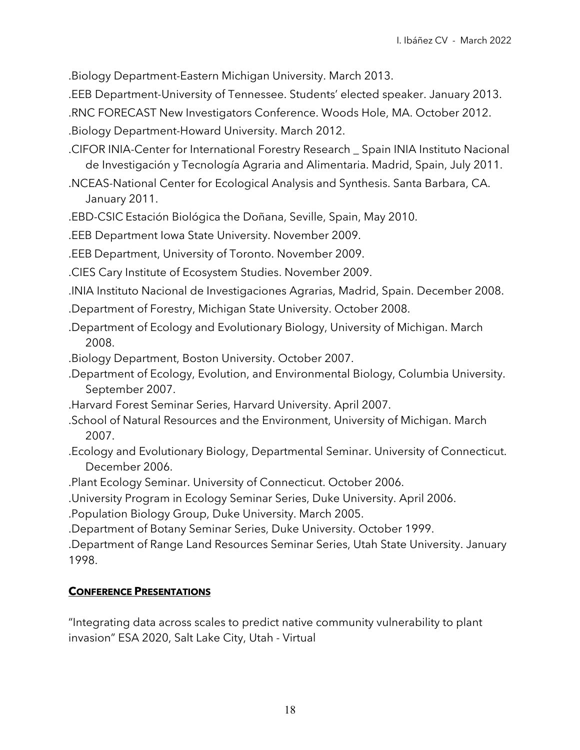.Biology Department-Eastern Michigan University. March 2013.

.EEB Department-University of Tennessee. Students' elected speaker. January 2013.

.RNC FORECAST New Investigators Conference. Woods Hole, MA. October 2012.

.Biology Department-Howard University. March 2012.

.CIFOR INIA-Center for International Forestry Research _ Spain INIA Instituto Nacional de Investigación y Tecnología Agraria and Alimentaria. Madrid, Spain, July 2011.

.NCEAS-National Center for Ecological Analysis and Synthesis. Santa Barbara, CA. January 2011.

.EBD-CSIC Estación Biológica the Doñana, Seville, Spain, May 2010.

.EEB Department Iowa State University. November 2009.

.EEB Department, University of Toronto. November 2009.

.CIES Cary Institute of Ecosystem Studies. November 2009.

.INIA Instituto Nacional de Investigaciones Agrarias, Madrid, Spain. December 2008.

.Department of Forestry, Michigan State University. October 2008.

.Department of Ecology and Evolutionary Biology, University of Michigan. March 2008.

.Biology Department, Boston University. October 2007.

.Department of Ecology, Evolution, and Environmental Biology, Columbia University. September 2007.

.Harvard Forest Seminar Series, Harvard University. April 2007.

.School of Natural Resources and the Environment, University of Michigan. March 2007.

.Ecology and Evolutionary Biology, Departmental Seminar. University of Connecticut. December 2006.

.Plant Ecology Seminar. University of Connecticut. October 2006.

.University Program in Ecology Seminar Series, Duke University. April 2006.

.Population Biology Group, Duke University. March 2005.

.Department of Botany Seminar Series, Duke University. October 1999.

.Department of Range Land Resources Seminar Series, Utah State University. January 1998.

## **CONFERENCE PRESENTATIONS**

"Integrating data across scales to predict native community vulnerability to plant invasion" ESA 2020, Salt Lake City, Utah - Virtual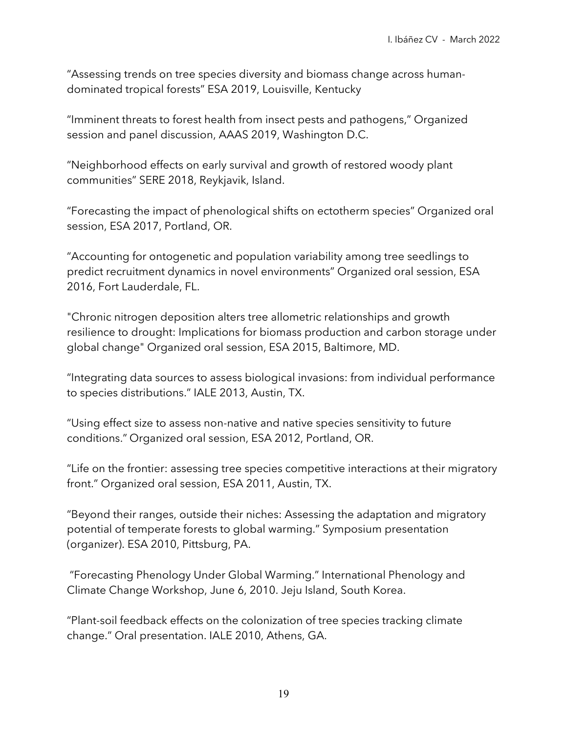“Assessing trends on tree species diversity and biomass change across human-dominated tropical forests” ESA 2019, Louisville, Kentucky

“Imminent threats to forest health from insect pests and pathogens,” Organized session and panel discussion, AAAS 2019, Washington D.C.

“Neighborhood effects on early survival and growth of restored woody plant communities” SERE 2018, Reykjavik, Island.

“Forecasting the impact of phenological shifts on ectotherm species” Organized oral session, ESA 2017, Portland, OR.

“Accounting for ontogenetic and population variability among tree seedlings to predict recruitment dynamics in novel environments” Organized oral session, ESA 2016, Fort Lauderdale, FL.

"Chronic nitrogen deposition alters tree allometric relationships and growth resilience to drought: Implications for biomass production and carbon storage under global change" Organized oral session, ESA 2015, Baltimore, MD.

“Integrating data sources to assess biological invasions: from individual performance to species distributions.” IALE 2013, Austin, TX.

“Using effect size to assess non-native and native species sensitivity to future conditions.” Organized oral session, ESA 2012, Portland, OR.

“Life on the frontier: assessing tree species competitive interactions at their migratory front.” Organized oral session, ESA 2011, Austin, TX.

“Beyond their ranges, outside their niches: Assessing the adaptation and migratory potential of temperate forests to global warming.” Symposium presentation (organizer). ESA 2010, Pittsburg, PA.

“Forecasting Phenology Under Global Warming.” International Phenology and Climate Change Workshop, June 6, 2010. Jeju Island, South Korea.

“Plant-soil feedback effects on the colonization of tree species tracking climate change.” Oral presentation. IALE 2010, Athens, GA.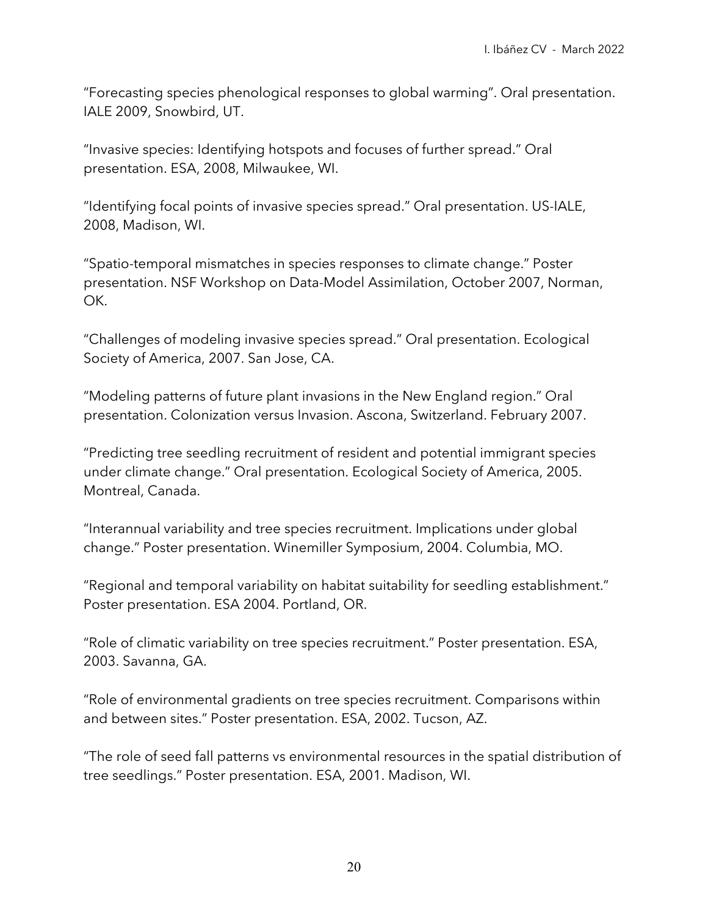"Forecasting species phenological responses to global warming". Oral presentation. IALE 2009, Snowbird, UT.

"Invasive species: Identifying hotspots and focuses of further spread." Oral presentation. ESA, 2008, Milwaukee, WI.

"Identifying focal points of invasive species spread." Oral presentation. US-IALE, 2008, Madison, WI.

"Spatio-temporal mismatches in species responses to climate change." Poster presentation. NSF Workshop on Data-Model Assimilation, October 2007, Norman, OK.

"Challenges of modeling invasive species spread." Oral presentation. Ecological Society of America, 2007. San Jose, CA.

"Modeling patterns of future plant invasions in the New England region." Oral presentation. Colonization versus Invasion. Ascona, Switzerland. February 2007.

"Predicting tree seedling recruitment of resident and potential immigrant species under climate change." Oral presentation. Ecological Society of America, 2005. Montreal, Canada.

"Interannual variability and tree species recruitment. Implications under global change." Poster presentation. Winemiller Symposium, 2004. Columbia, MO.

"Regional and temporal variability on habitat suitability for seedling establishment." Poster presentation. ESA 2004. Portland, OR.

"Role of climatic variability on tree species recruitment." Poster presentation. ESA, 2003. Savanna, GA.

"Role of environmental gradients on tree species recruitment. Comparisons within and between sites." Poster presentation. ESA, 2002. Tucson, AZ.

"The role of seed fall patterns vs environmental resources in the spatial distribution of tree seedlings." Poster presentation. ESA, 2001. Madison, WI.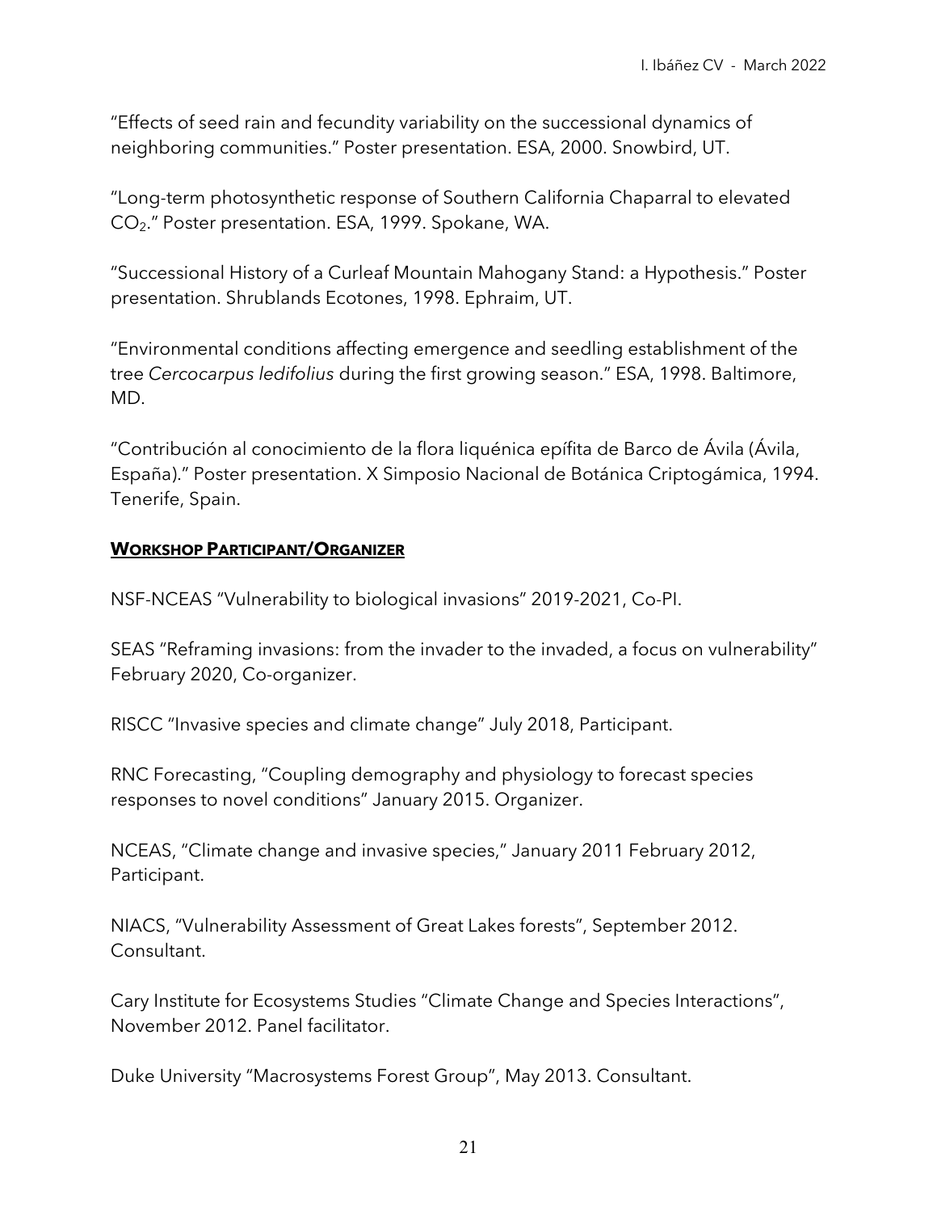"Effects of seed rain and fecundity variability on the successional dynamics of neighboring communities." Poster presentation. ESA, 2000. Snowbird, UT.

"Long-term photosynthetic response of Southern California Chaparral to elevated $CO_2$." Poster presentation. ESA, 1999. Spokane, WA.

"Successional History of a Curleaf Mountain Mahogany Stand: a Hypothesis." Poster presentation. Shrublands Ecotones, 1998. Ephraim, UT.

"Environmental conditions affecting emergence and seedling establishment of the tree *Cercocarpus ledifolius* during the first growing season." ESA, 1998. Baltimore, MD.

"Contribución al conocimiento de la flora liquénica epífita de Barco de Ávila (Ávila, España)." Poster presentation. X Simposio Nacional de Botánica Criptogámica, 1994. Tenerife, Spain.

## **WORKSHOP PARTICIPANT/ORGANIZER**

NSF-NCEAS "Vulnerability to biological invasions" 2019-2021, Co-PI.

SEAS "Reframing invasions: from the invader to the invaded, a focus on vulnerability" February 2020, Co-organizer.

RISCC "Invasive species and climate change" July 2018, Participant.

RNC Forecasting, "Coupling demography and physiology to forecast species responses to novel conditions" January 2015. Organizer.

NCEAS, "Climate change and invasive species," January 2011 February 2012, Participant.

NIACS, "Vulnerability Assessment of Great Lakes forests", September 2012. Consultant.

Cary Institute for Ecosystems Studies "Climate Change and Species Interactions", November 2012. Panel facilitator.

Duke University "Macrosystems Forest Group", May 2013. Consultant.